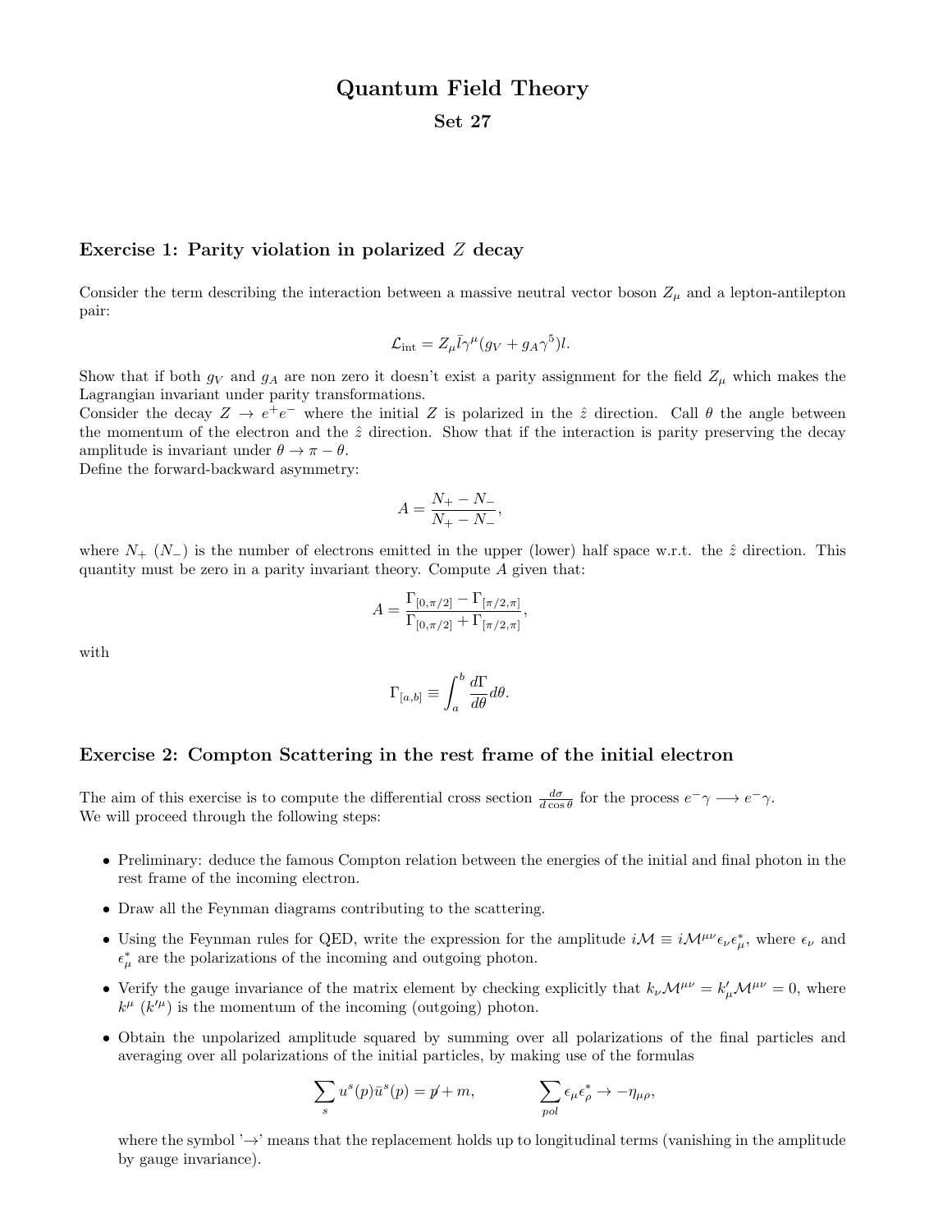# Quantum Field Theory

## Set 27

### Exercise 1: Parity violation in polarized $Z$ decay

Consider the term describing the interaction between a massive neutral vector boson $Z_\mu$ and a lepton-antilepton pair:

$$\mathcal{L}_{\text{int}} = Z_\mu \bar{l} \gamma^\mu (g_V + g_A \gamma^5) l.$$

Show that if both $g_V$ and $g_A$ are non zero it doesn't exist a parity assignment for the field $Z_\mu$ which makes the Lagrangian invariant under parity transformations.

Consider the decay $Z \to e^+ e^-$ where the initial $Z$ is polarized in the $\hat{z}$ direction. Call $\theta$ the angle between the momentum of the electron and the $\hat{z}$ direction. Show that if the interaction is parity preserving the decay amplitude is invariant under $\theta \to \pi - \theta$.

Define the forward-backward asymmetry:

$$A = \frac{N_+ - N_-}{N_+ - N_-},$$

where $N_+$ ($N_-$) is the number of electrons emitted in the upper (lower) half space w.r.t. the $\hat{z}$ direction. This quantity must be zero in a parity invariant theory. Compute $A$ given that:

$$A = \frac{\Gamma_{[0,\pi/2]} - \Gamma_{[\pi/2,\pi]}}{\Gamma_{[0,\pi/2]} + \Gamma_{[\pi/2,\pi]}},$$

with

$$\Gamma_{[a,b]} \equiv \int_a^b \frac{d\Gamma}{d\theta} d\theta.$$

### Exercise 2: Compton Scattering in the rest frame of the initial electron

The aim of this exercise is to compute the differential cross section $\frac{d\sigma}{d\cos\theta}$ for the process $e^-\gamma \longrightarrow e^-\gamma$.
We will proceed through the following steps:

- Preliminary: deduce the famous Compton relation between the energies of the initial and final photon in the rest frame of the incoming electron.
- Draw all the Feynman diagrams contributing to the scattering.
- Using the Feynman rules for QED, write the expression for the amplitude $i\mathcal{M} \equiv i\mathcal{M}^{\mu\nu}\epsilon_\nu\epsilon^*_\mu$, where $\epsilon_\nu$ and $\epsilon^*_\mu$ are the polarizations of the incoming and outgoing photon.
- Verify the gauge invariance of the matrix element by checking explicitly that $k_\nu \mathcal{M}^{\mu\nu} = k'_\mu \mathcal{M}^{\mu\nu} = 0$, where $k^\mu$ ($k'^\mu$) is the momentum of the incoming (outgoing) photon.
- Obtain the unpolarized amplitude squared by summing over all polarizations of the final particles and averaging over all polarizations of the initial particles, by making use of the formulas

$$\sum_s u^s(p)\bar{u}^s(p) = \not{p} + m, \qquad \sum_{pol} \epsilon_\mu \epsilon^*_\rho \to -\eta_{\mu\rho},$$

where the symbol '$\to$' means that the replacement holds up to longitudinal terms (vanishing in the amplitude by gauge invariance).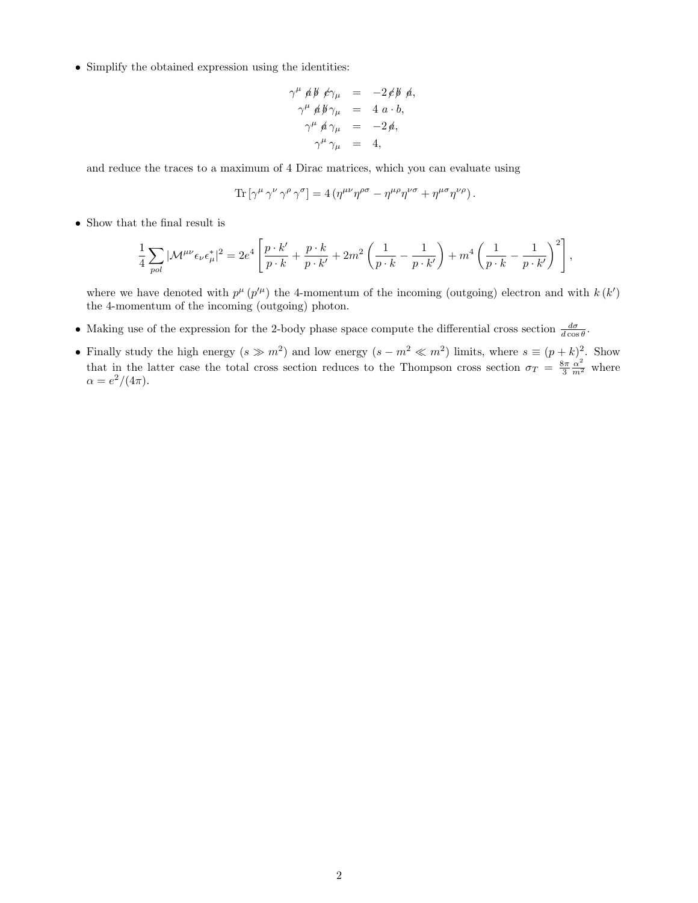- Simplify the obtained expression using the identities:

$$
\begin{aligned}
\gamma^\mu \, \not{a} \not{b} \, \not{c} \gamma_\mu &= -2 \not{c} \not{b} \, \not{a}, \\
\gamma^\mu \, \not{a} \not{b} \gamma_\mu &= 4 \; a \cdot b, \\
\gamma^\mu \, \not{a} \, \gamma_\mu &= -2 \not{a}, \\
\gamma^\mu \, \gamma_\mu &= 4,
\end{aligned}
$$

  and reduce the traces to a maximum of 4 Dirac matrices, which you can evaluate using

$$
\mathrm{Tr}\left[\gamma^\mu \, \gamma^\nu \, \gamma^\rho \, \gamma^\sigma\right] = 4 \left(\eta^{\mu\nu}\eta^{\rho\sigma} - \eta^{\mu\rho}\eta^{\nu\sigma} + \eta^{\mu\sigma}\eta^{\nu\rho}\right).
$$

- Show that the final result is

$$
\frac{1}{4}\sum_{pol} |\mathcal{M}^{\mu\nu}\epsilon_\nu \epsilon_\mu^*|^2 = 2e^4 \left[ \frac{p \cdot k'}{p \cdot k} + \frac{p \cdot k}{p \cdot k'} + 2m^2 \left( \frac{1}{p \cdot k} - \frac{1}{p \cdot k'} \right) + m^4 \left( \frac{1}{p \cdot k} - \frac{1}{p \cdot k'} \right)^2 \right],
$$

  where we have denoted with $p^\mu \, (p'^\mu)$ the 4-momentum of the incoming (outgoing) electron and with $k \, (k')$ the 4-momentum of the incoming (outgoing) photon.

- Making use of the expression for the 2-body phase space compute the differential cross section $\frac{d\sigma}{d\cos\theta}$.

- Finally study the high energy ($s \gg m^2$) and low energy ($s - m^2 \ll m^2$) limits, where $s \equiv (p + k)^2$. Show that in the latter case the total cross section reduces to the Thompson cross section $\sigma_T = \frac{8\pi}{3}\frac{\alpha^2}{m^2}$ where $\alpha = e^2/(4\pi)$.